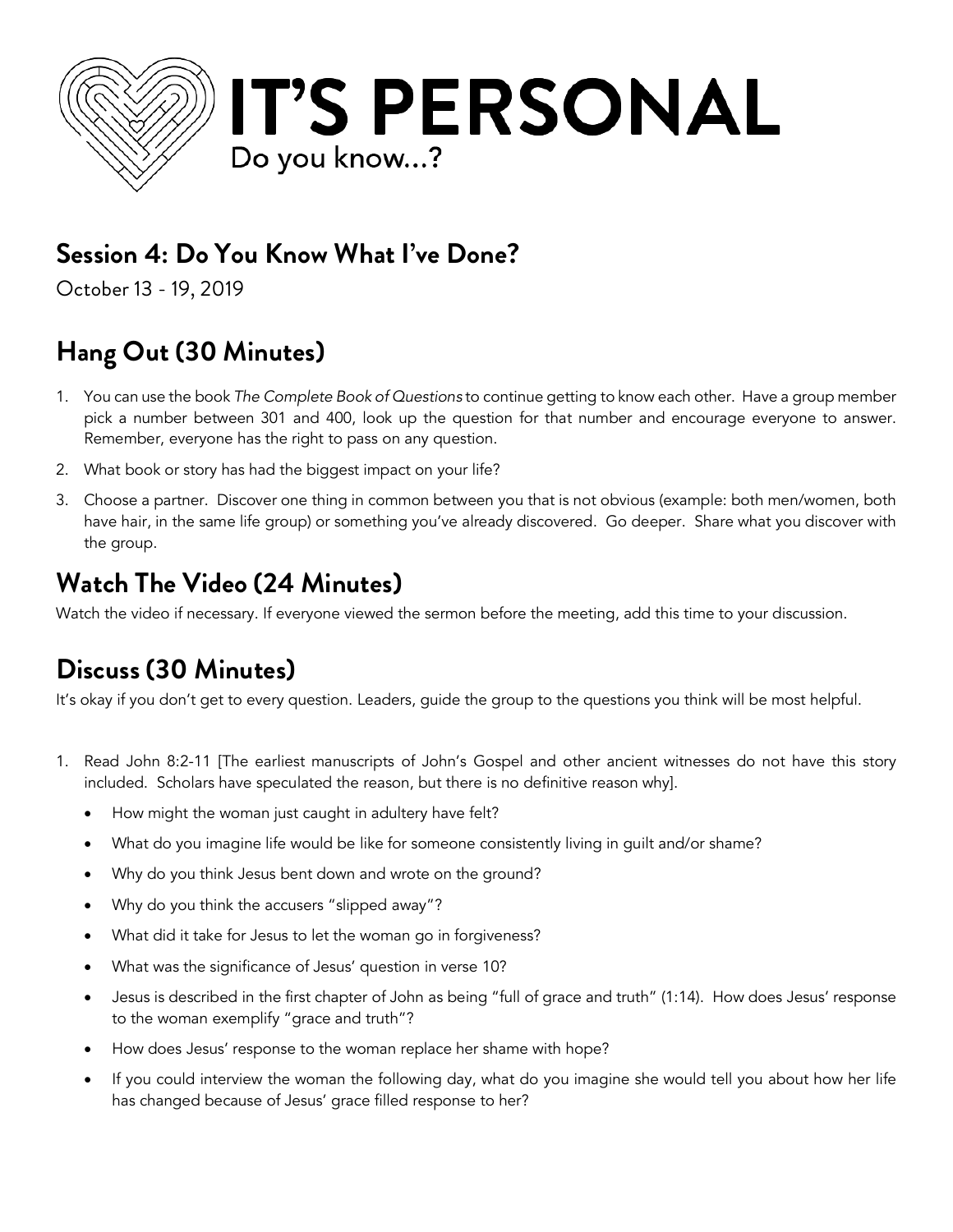# IT'S PERSONAL

Do you know...?

## Session 4: Do You Know What I've Done?

October 13 - 19, 2019

## Hang Out (30 Minutes)

1. You can use the book *The Complete Book of Questions* to continue getting to know each other. Have a group member pick a number between 301 and 400, look up the question for that number and encourage everyone to answer. Remember, everyone has the right to pass on any question.
2. What book or story has had the biggest impact on your life?
3. Choose a partner. Discover one thing in common between you that is not obvious (example: both men/women, both have hair, in the same life group) or something you've already discovered. Go deeper. Share what you discover with the group.

## Watch The Video (24 Minutes)

Watch the video if necessary. If everyone viewed the sermon before the meeting, add this time to your discussion.

## Discuss (30 Minutes)

It's okay if you don't get to every question. Leaders, guide the group to the questions you think will be most helpful.

1. Read John 8:2-11 [The earliest manuscripts of John's Gospel and other ancient witnesses do not have this story included. Scholars have speculated the reason, but there is no definitive reason why].
   - How might the woman just caught in adultery have felt?
   - What do you imagine life would be like for someone consistently living in guilt and/or shame?
   - Why do you think Jesus bent down and wrote on the ground?
   - Why do you think the accusers "slipped away"?
   - What did it take for Jesus to let the woman go in forgiveness?
   - What was the significance of Jesus' question in verse 10?
   - Jesus is described in the first chapter of John as being "full of grace and truth" (1:14). How does Jesus' response to the woman exemplify "grace and truth"?
   - How does Jesus' response to the woman replace her shame with hope?
   - If you could interview the woman the following day, what do you imagine she would tell you about how her life has changed because of Jesus' grace filled response to her?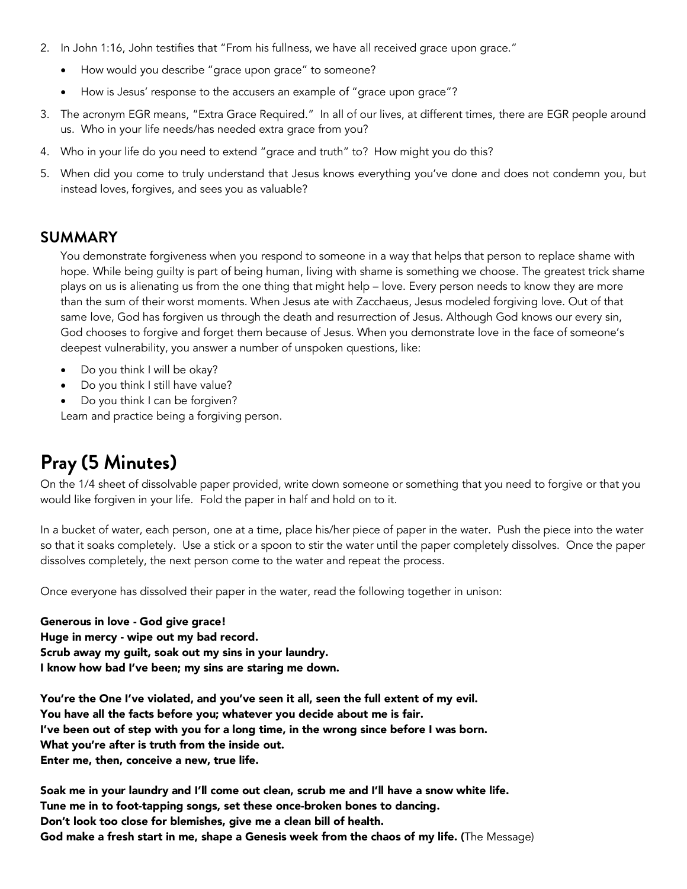2. In John 1:16, John testifies that "From his fullness, we have all received grace upon grace."
    - How would you describe "grace upon grace" to someone?
    - How is Jesus' response to the accusers an example of "grace upon grace"?
3. The acronym EGR means, "Extra Grace Required." In all of our lives, at different times, there are EGR people around us. Who in your life needs/has needed extra grace from you?
4. Who in your life do you need to extend "grace and truth" to? How might you do this?
5. When did you come to truly understand that Jesus knows everything you've done and does not condemn you, but instead loves, forgives, and sees you as valuable?

## SUMMARY

You demonstrate forgiveness when you respond to someone in a way that helps that person to replace shame with hope. While being guilty is part of being human, living with shame is something we choose. The greatest trick shame plays on us is alienating us from the one thing that might help – love. Every person needs to know they are more than the sum of their worst moments. When Jesus ate with Zacchaeus, Jesus modeled forgiving love. Out of that same love, God has forgiven us through the death and resurrection of Jesus. Although God knows our every sin, God chooses to forgive and forget them because of Jesus. When you demonstrate love in the face of someone's deepest vulnerability, you answer a number of unspoken questions, like:

- Do you think I will be okay?
- Do you think I still have value?
- Do you think I can be forgiven?

Learn and practice being a forgiving person.

# Pray (5 Minutes)

On the 1/4 sheet of dissolvable paper provided, write down someone or something that you need to forgive or that you would like forgiven in your life. Fold the paper in half and hold on to it.

In a bucket of water, each person, one at a time, place his/her piece of paper in the water. Push the piece into the water so that it soaks completely. Use a stick or a spoon to stir the water until the paper completely dissolves. Once the paper dissolves completely, the next person come to the water and repeat the process.

Once everyone has dissolved their paper in the water, read the following together in unison:

**Generous in love - God give grace!**
**Huge in mercy - wipe out my bad record.**
**Scrub away my guilt, soak out my sins in your laundry.**
**I know how bad I've been; my sins are staring me down.**

**You're the One I've violated, and you've seen it all, seen the full extent of my evil.**
**You have all the facts before you; whatever you decide about me is fair.**
**I've been out of step with you for a long time, in the wrong since before I was born.**
**What you're after is truth from the inside out.**
**Enter me, then, conceive a new, true life.**

**Soak me in your laundry and I'll come out clean, scrub me and I'll have a snow white life.**
**Tune me in to foot-tapping songs, set these once-broken bones to dancing.**
**Don't look too close for blemishes, give me a clean bill of health.**
**God make a fresh start in me, shape a Genesis week from the chaos of my life. (**The Message)